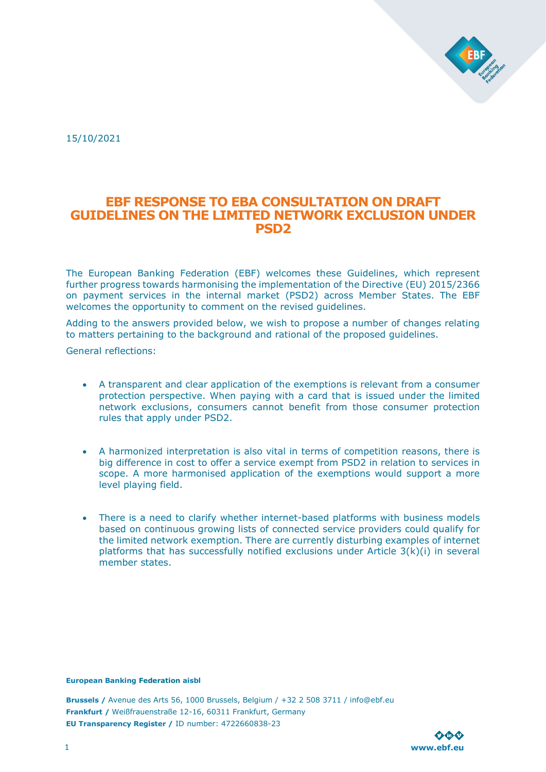15/10/2021

# EBF RESPONSE TO EBA CONSULTATION ON DRAFT GUIDELINES ON THE LIMITED NETWORK EXCLUSION UNDER PSD2

The European Banking Federation (EBF) welcomes these Guidelines, which represent further progress towards harmonising the implementation of the Directive (EU) 2015/2366 on payment services in the internal market (PSD2) across Member States. The EBF welcomes the opportunity to comment on the revised guidelines.

Adding to the answers provided below, we wish to propose a number of changes relating to matters pertaining to the background and rational of the proposed guidelines.

General reflections:

- A transparent and clear application of the exemptions is relevant from a consumer protection perspective. When paying with a card that is issued under the limited network exclusions, consumers cannot benefit from those consumer protection rules that apply under PSD2.
- A harmonized interpretation is also vital in terms of competition reasons, there is big difference in cost to offer a service exempt from PSD2 in relation to services in scope. A more harmonised application of the exemptions would support a more level playing field.
- There is a need to clarify whether internet-based platforms with business models based on continuous growing lists of connected service providers could qualify for the limited network exemption. There are currently disturbing examples of internet platforms that has successfully notified exclusions under Article 3(k)(i) in several member states.

**European Banking Federation aisbl**

**Brussels /** Avenue des Arts 56, 1000 Brussels, Belgium / +32 2 508 3711 / info@ebf.eu
**Frankfurt /** Weißfrauenstraße 12-16, 60311 Frankfurt, Germany
**EU Transparency Register /** ID number: 4722660838-23

**www.ebf.eu**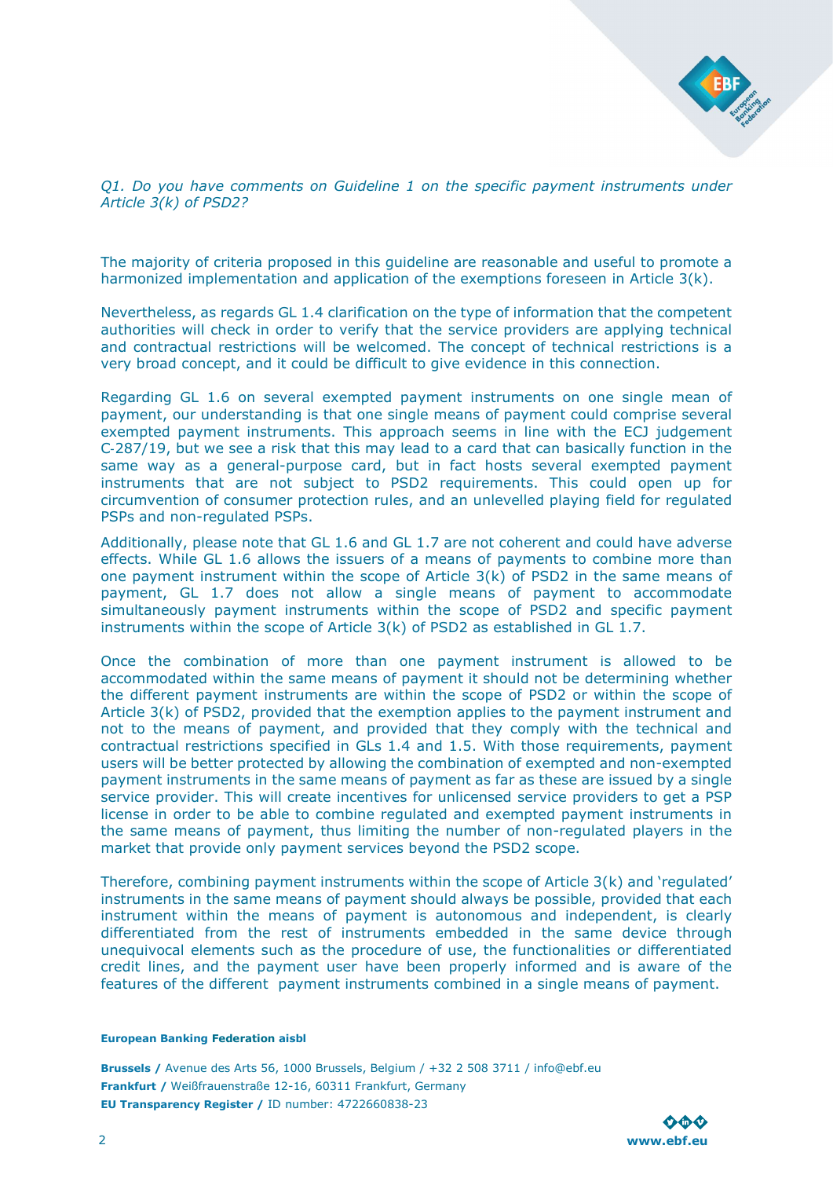*Q1. Do you have comments on Guideline 1 on the specific payment instruments under Article 3(k) of PSD2?*

The majority of criteria proposed in this guideline are reasonable and useful to promote a harmonized implementation and application of the exemptions foreseen in Article 3(k).

Nevertheless, as regards GL 1.4 clarification on the type of information that the competent authorities will check in order to verify that the service providers are applying technical and contractual restrictions will be welcomed. The concept of technical restrictions is a very broad concept, and it could be difficult to give evidence in this connection.

Regarding GL 1.6 on several exempted payment instruments on one single mean of payment, our understanding is that one single means of payment could comprise several exempted payment instruments. This approach seems in line with the ECJ judgement C-287/19, but we see a risk that this may lead to a card that can basically function in the same way as a general-purpose card, but in fact hosts several exempted payment instruments that are not subject to PSD2 requirements. This could open up for circumvention of consumer protection rules, and an unlevelled playing field for regulated PSPs and non-regulated PSPs.

Additionally, please note that GL 1.6 and GL 1.7 are not coherent and could have adverse effects. While GL 1.6 allows the issuers of a means of payments to combine more than one payment instrument within the scope of Article 3(k) of PSD2 in the same means of payment, GL 1.7 does not allow a single means of payment to accommodate simultaneously payment instruments within the scope of PSD2 and specific payment instruments within the scope of Article 3(k) of PSD2 as established in GL 1.7.

Once the combination of more than one payment instrument is allowed to be accommodated within the same means of payment it should not be determining whether the different payment instruments are within the scope of PSD2 or within the scope of Article 3(k) of PSD2, provided that the exemption applies to the payment instrument and not to the means of payment, and provided that they comply with the technical and contractual restrictions specified in GLs 1.4 and 1.5. With those requirements, payment users will be better protected by allowing the combination of exempted and non-exempted payment instruments in the same means of payment as far as these are issued by a single service provider. This will create incentives for unlicensed service providers to get a PSP license in order to be able to combine regulated and exempted payment instruments in the same means of payment, thus limiting the number of non-regulated players in the market that provide only payment services beyond the PSD2 scope.

Therefore, combining payment instruments within the scope of Article 3(k) and 'regulated' instruments in the same means of payment should always be possible, provided that each instrument within the means of payment is autonomous and independent, is clearly differentiated from the rest of instruments embedded in the same device through unequivocal elements such as the procedure of use, the functionalities or differentiated credit lines, and the payment user have been properly informed and is aware of the features of the different payment instruments combined in a single means of payment.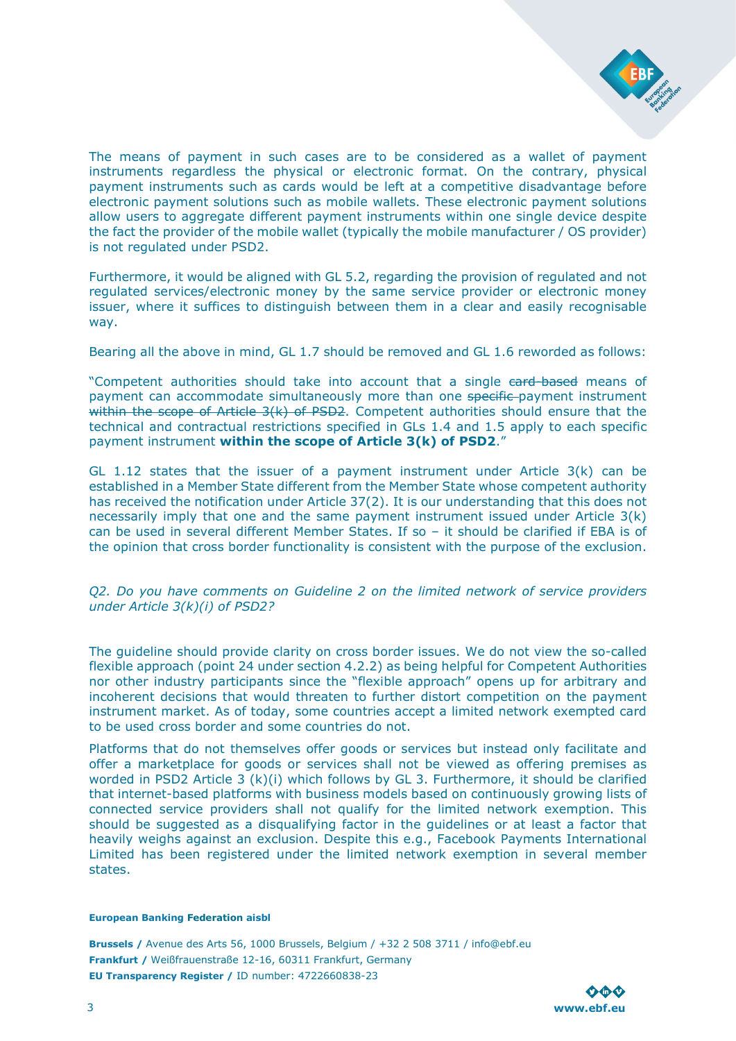The means of payment in such cases are to be considered as a wallet of payment instruments regardless the physical or electronic format. On the contrary, physical payment instruments such as cards would be left at a competitive disadvantage before electronic payment solutions such as mobile wallets. These electronic payment solutions allow users to aggregate different payment instruments within one single device despite the fact the provider of the mobile wallet (typically the mobile manufacturer / OS provider) is not regulated under PSD2.

Furthermore, it would be aligned with GL 5.2, regarding the provision of regulated and not regulated services/electronic money by the same service provider or electronic money issuer, where it suffices to distinguish between them in a clear and easily recognisable way.

Bearing all the above in mind, GL 1.7 should be removed and GL 1.6 reworded as follows:

"Competent authorities should take into account that a single ~~card-based~~ means of payment can accommodate simultaneously more than one ~~specific~~ payment instrument ~~within the scope of Article 3(k) of PSD2~~. Competent authorities should ensure that the technical and contractual restrictions specified in GLs 1.4 and 1.5 apply to each specific payment instrument **within the scope of Article 3(k) of PSD2**."

GL 1.12 states that the issuer of a payment instrument under Article 3(k) can be established in a Member State different from the Member State whose competent authority has received the notification under Article 37(2). It is our understanding that this does not necessarily imply that one and the same payment instrument issued under Article 3(k) can be used in several different Member States. If so – it should be clarified if EBA is of the opinion that cross border functionality is consistent with the purpose of the exclusion.

*Q2. Do you have comments on Guideline 2 on the limited network of service providers under Article 3(k)(i) of PSD2?*

The guideline should provide clarity on cross border issues. We do not view the so-called flexible approach (point 24 under section 4.2.2) as being helpful for Competent Authorities nor other industry participants since the "flexible approach" opens up for arbitrary and incoherent decisions that would threaten to further distort competition on the payment instrument market. As of today, some countries accept a limited network exempted card to be used cross border and some countries do not.

Platforms that do not themselves offer goods or services but instead only facilitate and offer a marketplace for goods or services shall not be viewed as offering premises as worded in PSD2 Article 3 (k)(i) which follows by GL 3. Furthermore, it should be clarified that internet-based platforms with business models based on continuously growing lists of connected service providers shall not qualify for the limited network exemption. This should be suggested as a disqualifying factor in the guidelines or at least a factor that heavily weighs against an exclusion. Despite this e.g., Facebook Payments International Limited has been registered under the limited network exemption in several member states.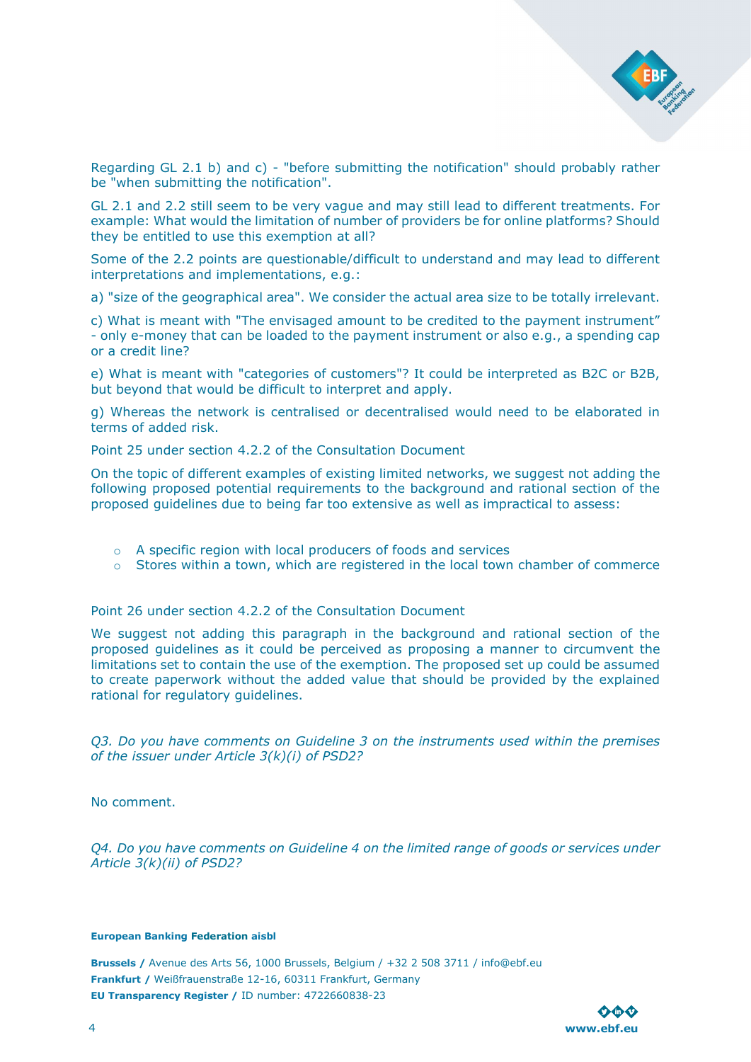Regarding GL 2.1 b) and c) - "before submitting the notification" should probably rather be "when submitting the notification".

GL 2.1 and 2.2 still seem to be very vague and may still lead to different treatments. For example: What would the limitation of number of providers be for online platforms? Should they be entitled to use this exemption at all?

Some of the 2.2 points are questionable/difficult to understand and may lead to different interpretations and implementations, e.g.:

a) "size of the geographical area". We consider the actual area size to be totally irrelevant.

c) What is meant with "The envisaged amount to be credited to the payment instrument" - only e-money that can be loaded to the payment instrument or also e.g., a spending cap or a credit line?

e) What is meant with "categories of customers"? It could be interpreted as B2C or B2B, but beyond that would be difficult to interpret and apply.

g) Whereas the network is centralised or decentralised would need to be elaborated in terms of added risk.

Point 25 under section 4.2.2 of the Consultation Document

On the topic of different examples of existing limited networks, we suggest not adding the following proposed potential requirements to the background and rational section of the proposed guidelines due to being far too extensive as well as impractical to assess:

- A specific region with local producers of foods and services
- Stores within a town, which are registered in the local town chamber of commerce

Point 26 under section 4.2.2 of the Consultation Document

We suggest not adding this paragraph in the background and rational section of the proposed guidelines as it could be perceived as proposing a manner to circumvent the limitations set to contain the use of the exemption. The proposed set up could be assumed to create paperwork without the added value that should be provided by the explained rational for regulatory guidelines.

*Q3. Do you have comments on Guideline 3 on the instruments used within the premises of the issuer under Article 3(k)(i) of PSD2?*

No comment.

*Q4. Do you have comments on Guideline 4 on the limited range of goods or services under Article 3(k)(ii) of PSD2?*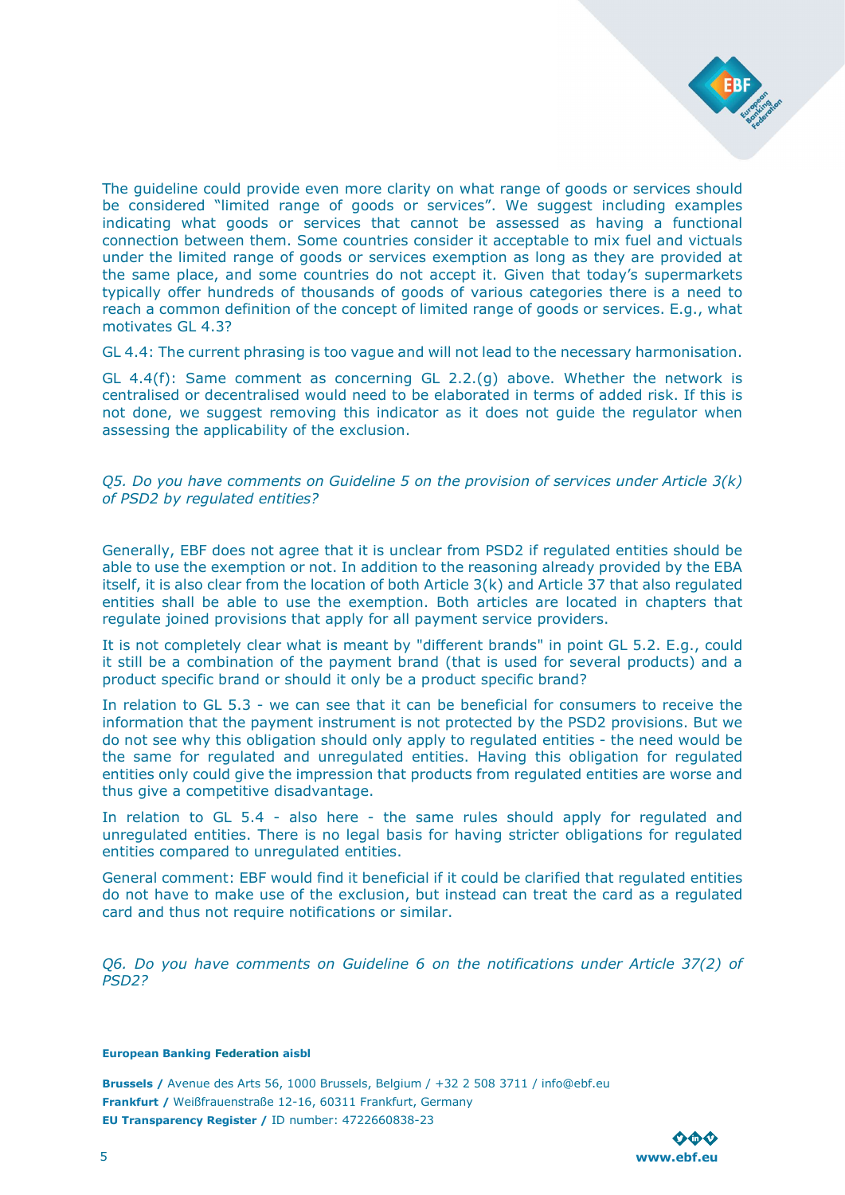The guideline could provide even more clarity on what range of goods or services should be considered "limited range of goods or services". We suggest including examples indicating what goods or services that cannot be assessed as having a functional connection between them. Some countries consider it acceptable to mix fuel and victuals under the limited range of goods or services exemption as long as they are provided at the same place, and some countries do not accept it. Given that today's supermarkets typically offer hundreds of thousands of goods of various categories there is a need to reach a common definition of the concept of limited range of goods or services. E.g., what motivates GL 4.3?

GL 4.4: The current phrasing is too vague and will not lead to the necessary harmonisation.

GL 4.4(f): Same comment as concerning GL 2.2.(g) above. Whether the network is centralised or decentralised would need to be elaborated in terms of added risk. If this is not done, we suggest removing this indicator as it does not guide the regulator when assessing the applicability of the exclusion.

*Q5. Do you have comments on Guideline 5 on the provision of services under Article 3(k) of PSD2 by regulated entities?*

Generally, EBF does not agree that it is unclear from PSD2 if regulated entities should be able to use the exemption or not. In addition to the reasoning already provided by the EBA itself, it is also clear from the location of both Article 3(k) and Article 37 that also regulated entities shall be able to use the exemption. Both articles are located in chapters that regulate joined provisions that apply for all payment service providers.

It is not completely clear what is meant by "different brands" in point GL 5.2. E.g., could it still be a combination of the payment brand (that is used for several products) and a product specific brand or should it only be a product specific brand?

In relation to GL 5.3 - we can see that it can be beneficial for consumers to receive the information that the payment instrument is not protected by the PSD2 provisions. But we do not see why this obligation should only apply to regulated entities - the need would be the same for regulated and unregulated entities. Having this obligation for regulated entities only could give the impression that products from regulated entities are worse and thus give a competitive disadvantage.

In relation to GL 5.4 - also here - the same rules should apply for regulated and unregulated entities. There is no legal basis for having stricter obligations for regulated entities compared to unregulated entities.

General comment: EBF would find it beneficial if it could be clarified that regulated entities do not have to make use of the exclusion, but instead can treat the card as a regulated card and thus not require notifications or similar.

*Q6. Do you have comments on Guideline 6 on the notifications under Article 37(2) of PSD2?*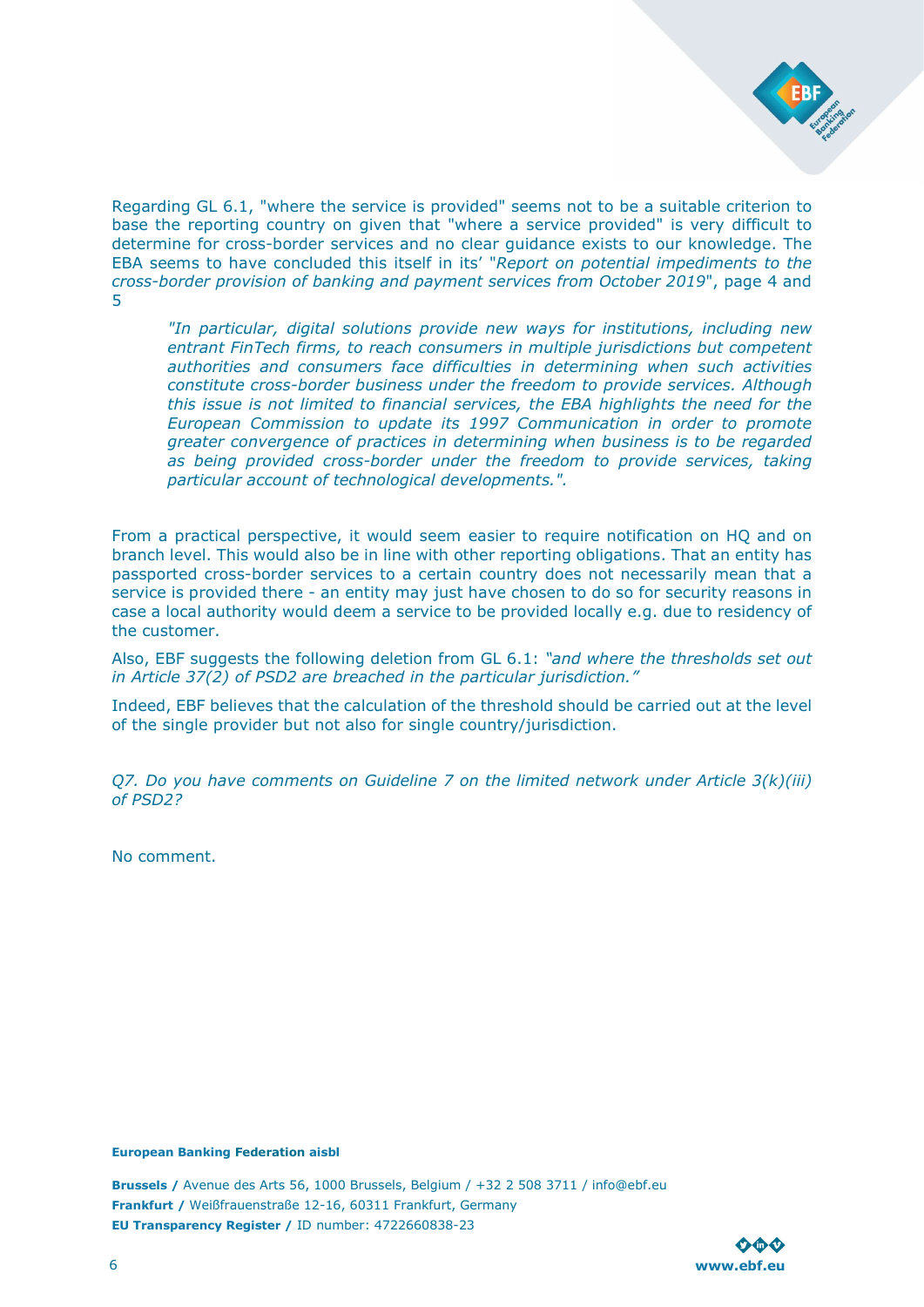Regarding GL 6.1, "where the service is provided" seems not to be a suitable criterion to base the reporting country on given that "where a service provided" is very difficult to determine for cross-border services and no clear guidance exists to our knowledge. The EBA seems to have concluded this itself in its' "*Report on potential impediments to the cross-border provision of banking and payment services from October 2019*", page 4 and 5

> *"In particular, digital solutions provide new ways for institutions, including new entrant FinTech firms, to reach consumers in multiple jurisdictions but competent authorities and consumers face difficulties in determining when such activities constitute cross-border business under the freedom to provide services. Although this issue is not limited to financial services, the EBA highlights the need for the European Commission to update its 1997 Communication in order to promote greater convergence of practices in determining when business is to be regarded as being provided cross-border under the freedom to provide services, taking particular account of technological developments.".*

From a practical perspective, it would seem easier to require notification on HQ and on branch level. This would also be in line with other reporting obligations. That an entity has passported cross-border services to a certain country does not necessarily mean that a service is provided there - an entity may just have chosen to do so for security reasons in case a local authority would deem a service to be provided locally e.g. due to residency of the customer.

Also, EBF suggests the following deletion from GL 6.1: *"and where the thresholds set out in Article 37(2) of PSD2 are breached in the particular jurisdiction."*

Indeed, EBF believes that the calculation of the threshold should be carried out at the level of the single provider but not also for single country/jurisdiction.

*Q7. Do you have comments on Guideline 7 on the limited network under Article 3(k)(iii) of PSD2?*

No comment.

**European Banking Federation aisbl**

**Brussels /** Avenue des Arts 56, 1000 Brussels, Belgium / +32 2 508 3711 / info@ebf.eu
**Frankfurt /** Weißfrauenstraße 12-16, 60311 Frankfurt, Germany
**EU Transparency Register /** ID number: 4722660838-23

**www.ebf.eu**